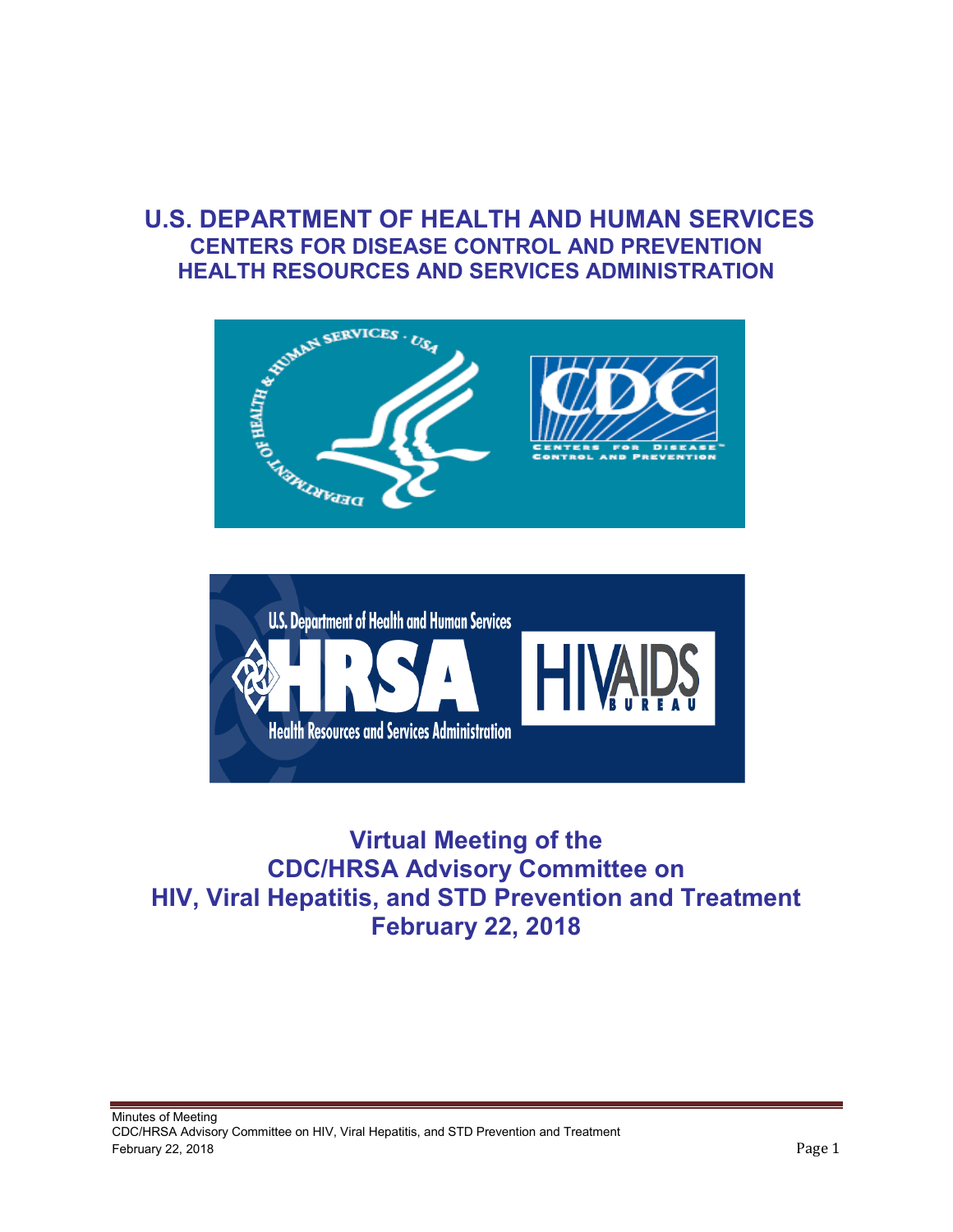# U.S. DEPARTMENT OF HEALTH AND HUMAN SERVICES
## CENTERS FOR DISEASE CONTROL AND PREVENTION
## HEALTH RESOURCES AND SERVICES ADMINISTRATION

# Virtual Meeting of the CDC/HRSA Advisory Committee on HIV, Viral Hepatitis, and STD Prevention and Treatment
# February 22, 2018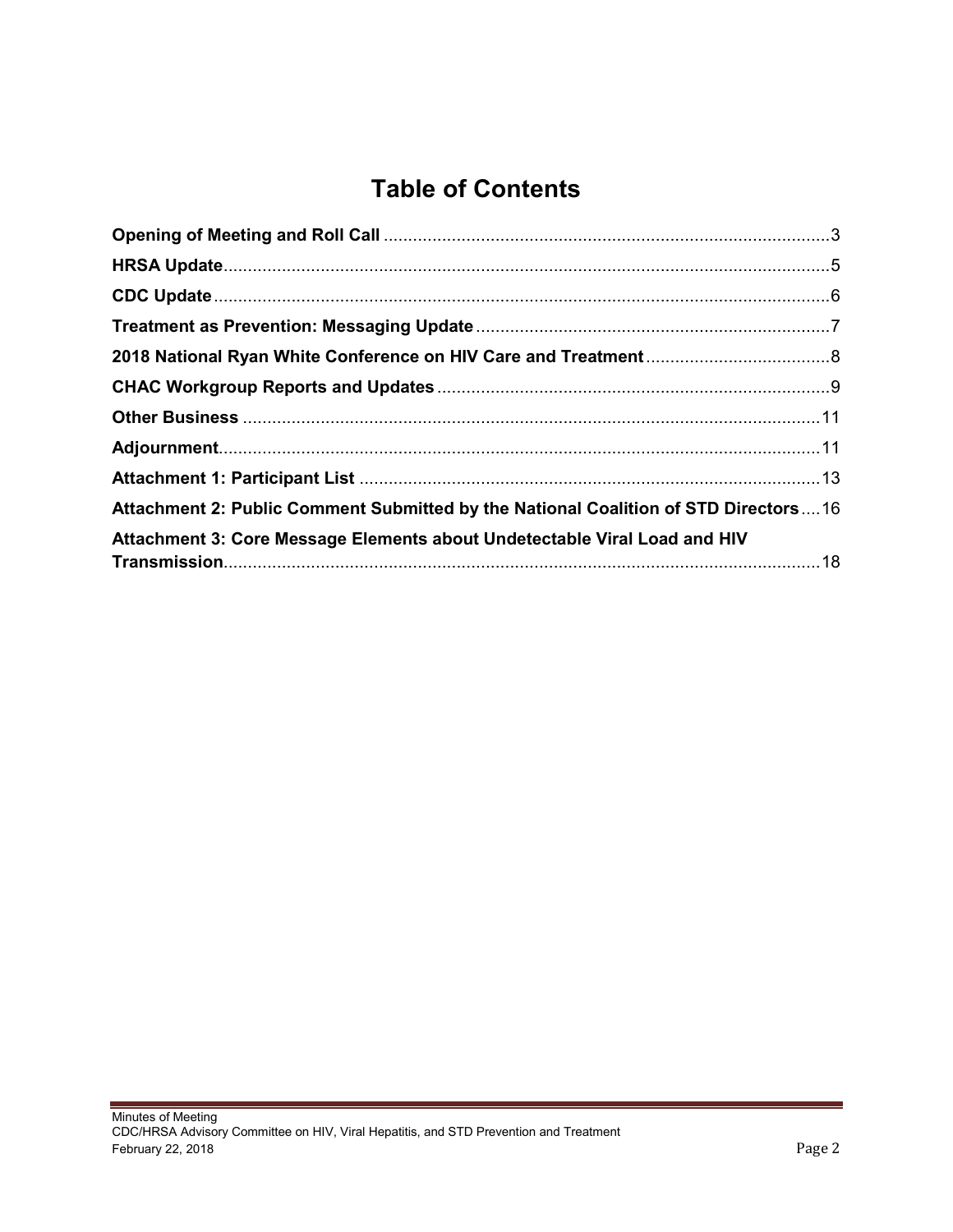# Table of Contents

**Opening of Meeting and Roll Call** ........................................................................................3

**HRSA Update**...............................................................................................................................5

**CDC Update**.................................................................................................................................6

**Treatment as Prevention: Messaging Update**...........................................................................7

**2018 National Ryan White Conference on HIV Care and Treatment**........................................8

**CHAC Workgroup Reports and Updates**...................................................................................9

**Other Business** ..........................................................................................................................11

**Adjournment**..............................................................................................................................11

**Attachment 1: Participant List** ..................................................................................................13

**Attachment 2: Public Comment Submitted by the National Coalition of STD Directors**....16

**Attachment 3: Core Message Elements about Undetectable Viral Load and HIV Transmission**...............................................................................................................................18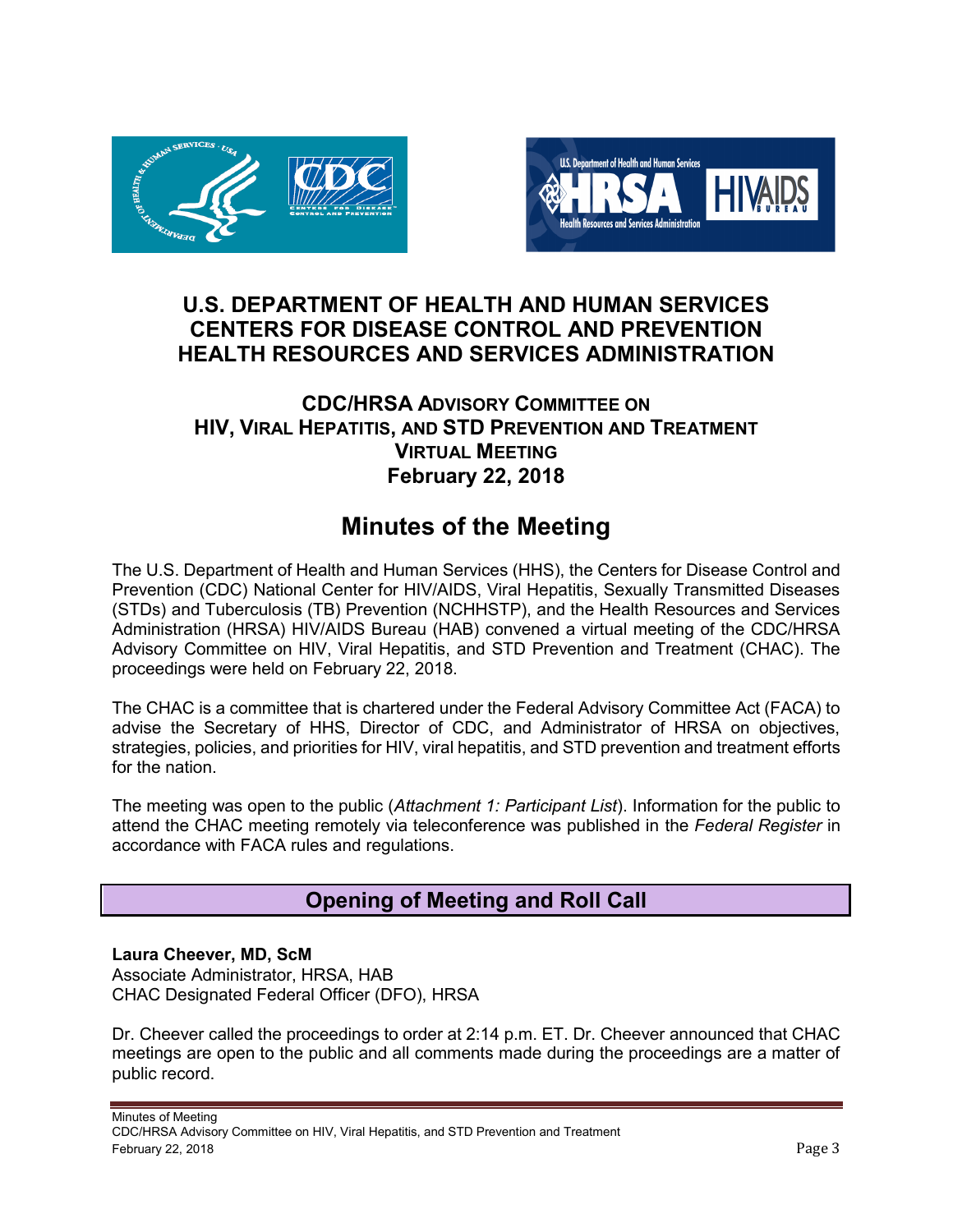# U.S. DEPARTMENT OF HEALTH AND HUMAN SERVICES
# CENTERS FOR DISEASE CONTROL AND PREVENTION
# HEALTH RESOURCES AND SERVICES ADMINISTRATION

## CDC/HRSA ADVISORY COMMITTEE ON HIV, VIRAL HEPATITIS, AND STD PREVENTION AND TREATMENT
## VIRTUAL MEETING
## February 22, 2018

# Minutes of the Meeting

The U.S. Department of Health and Human Services (HHS), the Centers for Disease Control and Prevention (CDC) National Center for HIV/AIDS, Viral Hepatitis, Sexually Transmitted Diseases (STDs) and Tuberculosis (TB) Prevention (NCHHSTP), and the Health Resources and Services Administration (HRSA) HIV/AIDS Bureau (HAB) convened a virtual meeting of the CDC/HRSA Advisory Committee on HIV, Viral Hepatitis, and STD Prevention and Treatment (CHAC). The proceedings were held on February 22, 2018.

The CHAC is a committee that is chartered under the Federal Advisory Committee Act (FACA) to advise the Secretary of HHS, Director of CDC, and Administrator of HRSA on objectives, strategies, policies, and priorities for HIV, viral hepatitis, and STD prevention and treatment efforts for the nation.

The meeting was open to the public (*Attachment 1: Participant List*). Information for the public to attend the CHAC meeting remotely via teleconference was published in the *Federal Register* in accordance with FACA rules and regulations.

## Opening of Meeting and Roll Call

**Laura Cheever, MD, ScM**
Associate Administrator, HRSA, HAB
CHAC Designated Federal Officer (DFO), HRSA

Dr. Cheever called the proceedings to order at 2:14 p.m. ET. Dr. Cheever announced that CHAC meetings are open to the public and all comments made during the proceedings are a matter of public record.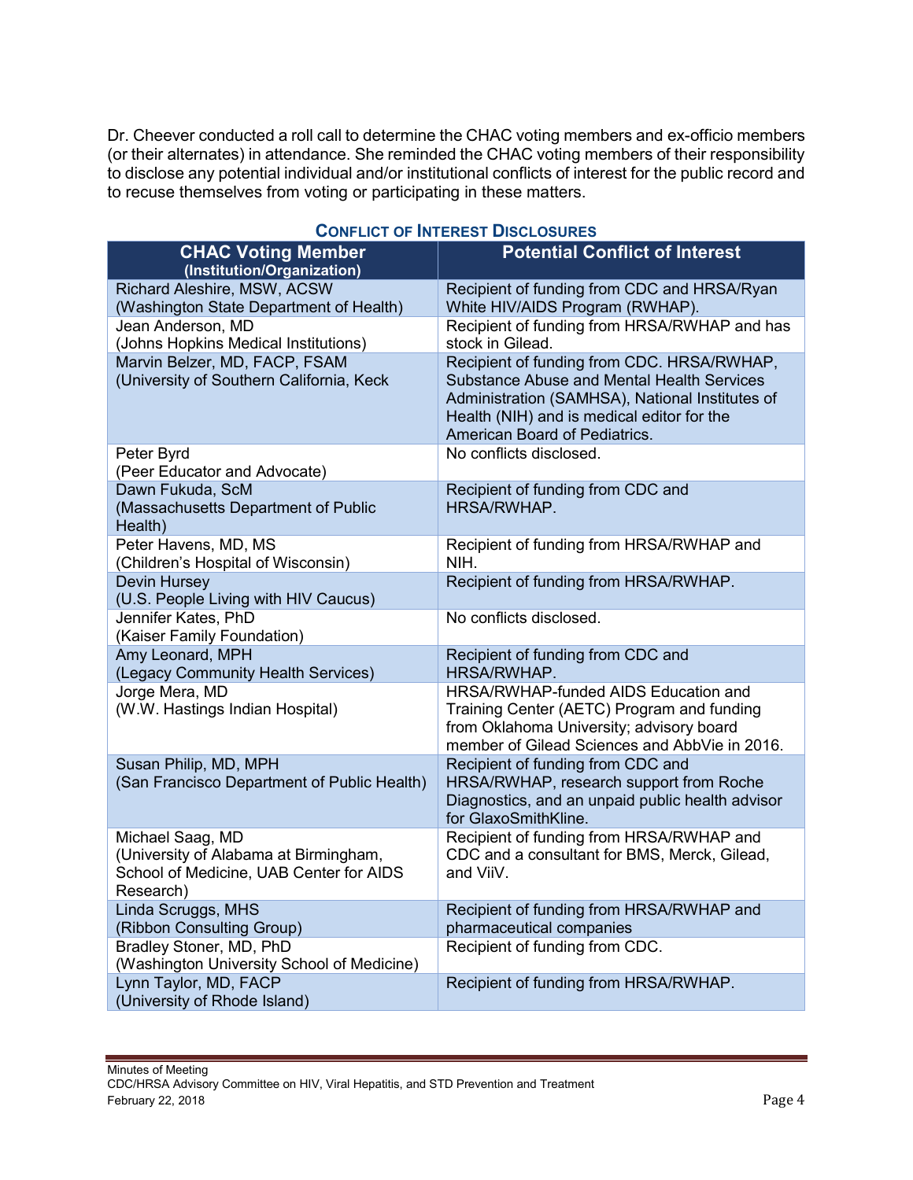Dr. Cheever conducted a roll call to determine the CHAC voting members and ex-officio members (or their alternates) in attendance. She reminded the CHAC voting members of their responsibility to disclose any potential individual and/or institutional conflicts of interest for the public record and to recuse themselves from voting or participating in these matters.

**CONFLICT OF INTEREST DISCLOSURES**

| CHAC Voting Member (Institution/Organization) | Potential Conflict of Interest |
|---|---|
| Richard Aleshire, MSW, ACSW (Washington State Department of Health) | Recipient of funding from CDC and HRSA/Ryan White HIV/AIDS Program (RWHAP). |
| Jean Anderson, MD (Johns Hopkins Medical Institutions) | Recipient of funding from HRSA/RWHAP and has stock in Gilead. |
| Marvin Belzer, MD, FACP, FSAM (University of Southern California, Keck | Recipient of funding from CDC. HRSA/RWHAP, Substance Abuse and Mental Health Services Administration (SAMHSA), National Institutes of Health (NIH) and is medical editor for the American Board of Pediatrics. |
| Peter Byrd (Peer Educator and Advocate) | No conflicts disclosed. |
| Dawn Fukuda, ScM (Massachusetts Department of Public Health) | Recipient of funding from CDC and HRSA/RWHAP. |
| Peter Havens, MD, MS (Children's Hospital of Wisconsin) | Recipient of funding from HRSA/RWHAP and NIH. |
| Devin Hursey (U.S. People Living with HIV Caucus) | Recipient of funding from HRSA/RWHAP. |
| Jennifer Kates, PhD (Kaiser Family Foundation) | No conflicts disclosed. |
| Amy Leonard, MPH (Legacy Community Health Services) | Recipient of funding from CDC and HRSA/RWHAP. |
| Jorge Mera, MD (W.W. Hastings Indian Hospital) | HRSA/RWHAP-funded AIDS Education and Training Center (AETC) Program and funding from Oklahoma University; advisory board member of Gilead Sciences and AbbVie in 2016. |
| Susan Philip, MD, MPH (San Francisco Department of Public Health) | Recipient of funding from CDC and HRSA/RWHAP, research support from Roche Diagnostics, and an unpaid public health advisor for GlaxoSmithKline. |
| Michael Saag, MD (University of Alabama at Birmingham, School of Medicine, UAB Center for AIDS Research) | Recipient of funding from HRSA/RWHAP and CDC and a consultant for BMS, Merck, Gilead, and ViiV. |
| Linda Scruggs, MHS (Ribbon Consulting Group) | Recipient of funding from HRSA/RWHAP and pharmaceutical companies |
| Bradley Stoner, MD, PhD (Washington University School of Medicine) | Recipient of funding from CDC. |
| Lynn Taylor, MD, FACP (University of Rhode Island) | Recipient of funding from HRSA/RWHAP. |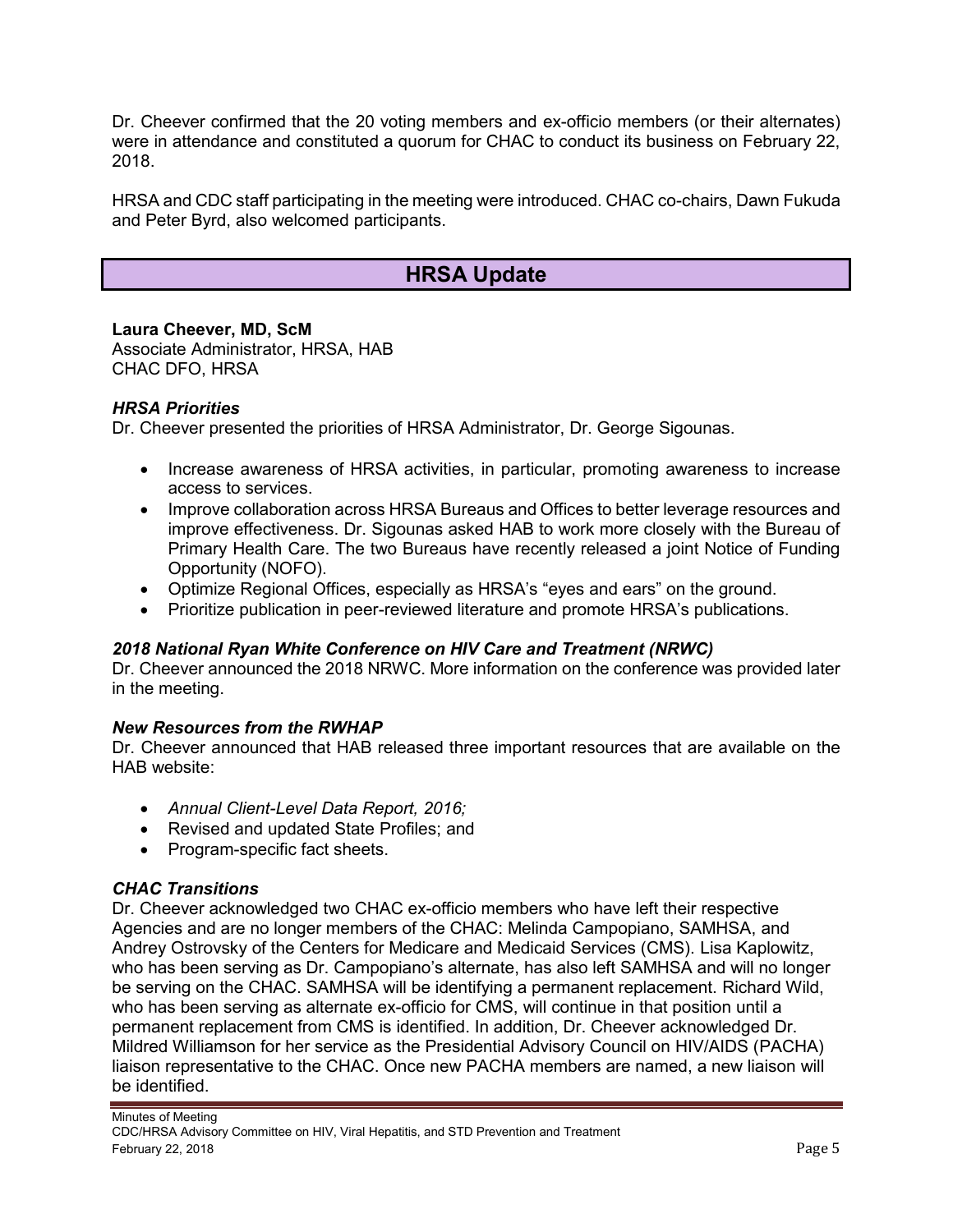Dr. Cheever confirmed that the 20 voting members and ex-officio members (or their alternates) were in attendance and constituted a quorum for CHAC to conduct its business on February 22, 2018.

HRSA and CDC staff participating in the meeting were introduced. CHAC co-chairs, Dawn Fukuda and Peter Byrd, also welcomed participants.

## HRSA Update

**Laura Cheever, MD, ScM**
Associate Administrator, HRSA, HAB
CHAC DFO, HRSA

### *HRSA Priorities*

Dr. Cheever presented the priorities of HRSA Administrator, Dr. George Sigounas.

- Increase awareness of HRSA activities, in particular, promoting awareness to increase access to services.
- Improve collaboration across HRSA Bureaus and Offices to better leverage resources and improve effectiveness. Dr. Sigounas asked HAB to work more closely with the Bureau of Primary Health Care. The two Bureaus have recently released a joint Notice of Funding Opportunity (NOFO).
- Optimize Regional Offices, especially as HRSA's "eyes and ears" on the ground.
- Prioritize publication in peer-reviewed literature and promote HRSA's publications.

### *2018 National Ryan White Conference on HIV Care and Treatment (NRWC)*

Dr. Cheever announced the 2018 NRWC. More information on the conference was provided later in the meeting.

### *New Resources from the RWHAP*

Dr. Cheever announced that HAB released three important resources that are available on the HAB website:

- *Annual Client-Level Data Report, 2016;*
- Revised and updated State Profiles; and
- Program-specific fact sheets.

### *CHAC Transitions*

Dr. Cheever acknowledged two CHAC ex-officio members who have left their respective Agencies and are no longer members of the CHAC: Melinda Campopiano, SAMHSA, and Andrey Ostrovsky of the Centers for Medicare and Medicaid Services (CMS). Lisa Kaplowitz, who has been serving as Dr. Campopiano's alternate, has also left SAMHSA and will no longer be serving on the CHAC. SAMHSA will be identifying a permanent replacement. Richard Wild, who has been serving as alternate ex-officio for CMS, will continue in that position until a permanent replacement from CMS is identified. In addition, Dr. Cheever acknowledged Dr. Mildred Williamson for her service as the Presidential Advisory Council on HIV/AIDS (PACHA) liaison representative to the CHAC. Once new PACHA members are named, a new liaison will be identified.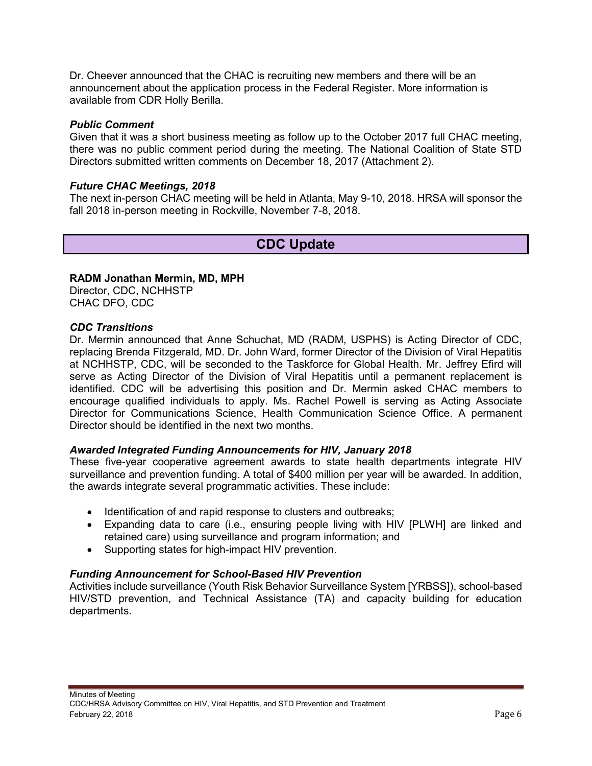Dr. Cheever announced that the CHAC is recruiting new members and there will be an announcement about the application process in the Federal Register. More information is available from CDR Holly Berilla.

### *Public Comment*

Given that it was a short business meeting as follow up to the October 2017 full CHAC meeting, there was no public comment period during the meeting. The National Coalition of State STD Directors submitted written comments on December 18, 2017 (Attachment 2).

### *Future CHAC Meetings, 2018*

The next in-person CHAC meeting will be held in Atlanta, May 9-10, 2018. HRSA will sponsor the fall 2018 in-person meeting in Rockville, November 7-8, 2018.

## CDC Update

**RADM Jonathan Mermin, MD, MPH**
Director, CDC, NCHHSTP
CHAC DFO, CDC

### *CDC Transitions*

Dr. Mermin announced that Anne Schuchat, MD (RADM, USPHS) is Acting Director of CDC, replacing Brenda Fitzgerald, MD. Dr. John Ward, former Director of the Division of Viral Hepatitis at NCHHSTP, CDC, will be seconded to the Taskforce for Global Health. Mr. Jeffrey Efird will serve as Acting Director of the Division of Viral Hepatitis until a permanent replacement is identified. CDC will be advertising this position and Dr. Mermin asked CHAC members to encourage qualified individuals to apply. Ms. Rachel Powell is serving as Acting Associate Director for Communications Science, Health Communication Science Office. A permanent Director should be identified in the next two months.

### *Awarded Integrated Funding Announcements for HIV, January 2018*

These five-year cooperative agreement awards to state health departments integrate HIV surveillance and prevention funding. A total of $400 million per year will be awarded. In addition, the awards integrate several programmatic activities. These include:

- Identification of and rapid response to clusters and outbreaks;
- Expanding data to care (i.e., ensuring people living with HIV [PLWH] are linked and retained care) using surveillance and program information; and
- Supporting states for high-impact HIV prevention.

### *Funding Announcement for School-Based HIV Prevention*

Activities include surveillance (Youth Risk Behavior Surveillance System [YRBSS]), school-based HIV/STD prevention, and Technical Assistance (TA) and capacity building for education departments.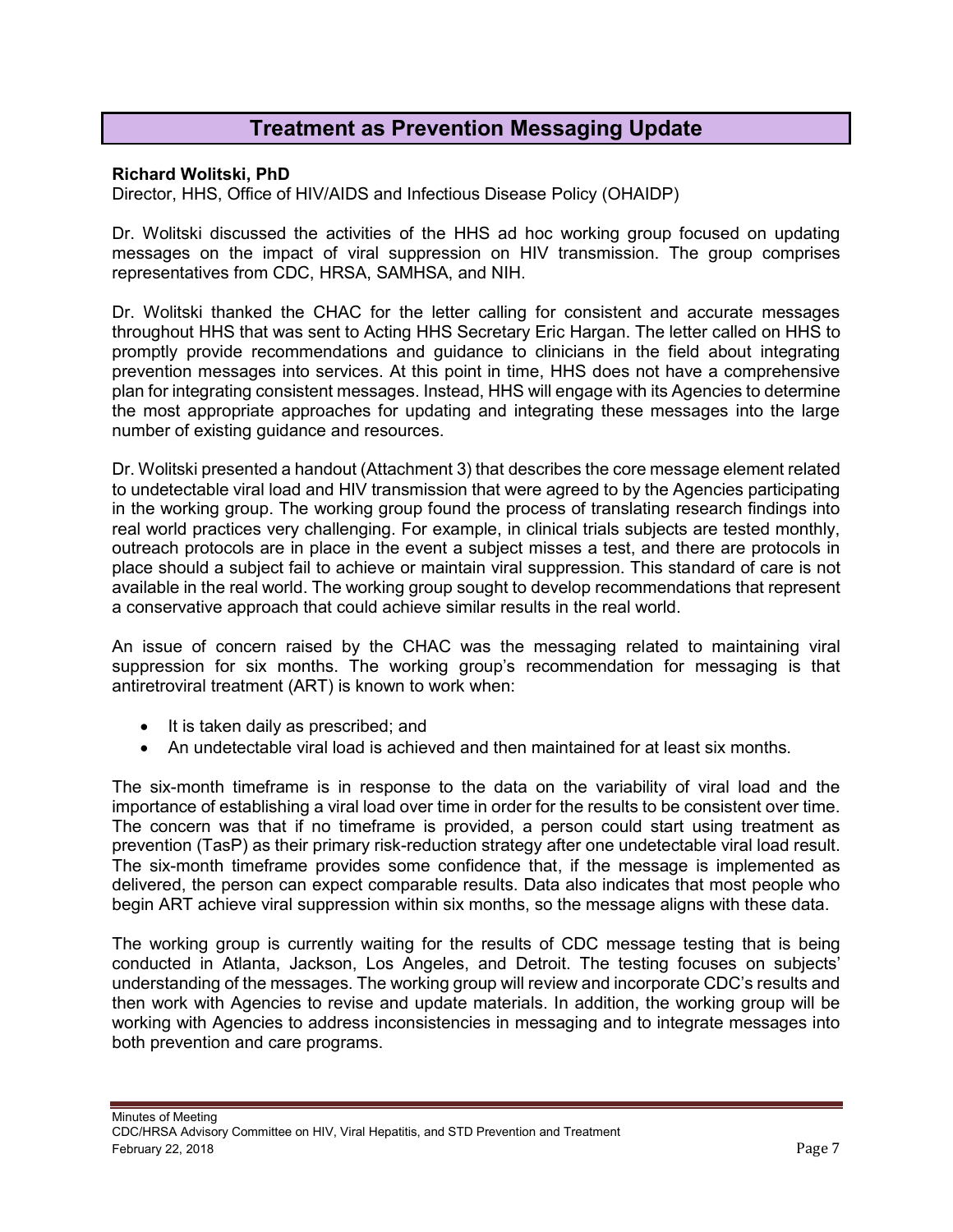## Treatment as Prevention Messaging Update

**Richard Wolitski, PhD**
Director, HHS, Office of HIV/AIDS and Infectious Disease Policy (OHAIDP)

Dr. Wolitski discussed the activities of the HHS ad hoc working group focused on updating messages on the impact of viral suppression on HIV transmission. The group comprises representatives from CDC, HRSA, SAMHSA, and NIH.

Dr. Wolitski thanked the CHAC for the letter calling for consistent and accurate messages throughout HHS that was sent to Acting HHS Secretary Eric Hargan. The letter called on HHS to promptly provide recommendations and guidance to clinicians in the field about integrating prevention messages into services. At this point in time, HHS does not have a comprehensive plan for integrating consistent messages. Instead, HHS will engage with its Agencies to determine the most appropriate approaches for updating and integrating these messages into the large number of existing guidance and resources.

Dr. Wolitski presented a handout (Attachment 3) that describes the core message element related to undetectable viral load and HIV transmission that were agreed to by the Agencies participating in the working group. The working group found the process of translating research findings into real world practices very challenging. For example, in clinical trials subjects are tested monthly, outreach protocols are in place in the event a subject misses a test, and there are protocols in place should a subject fail to achieve or maintain viral suppression. This standard of care is not available in the real world. The working group sought to develop recommendations that represent a conservative approach that could achieve similar results in the real world.

An issue of concern raised by the CHAC was the messaging related to maintaining viral suppression for six months. The working group's recommendation for messaging is that antiretroviral treatment (ART) is known to work when:

- It is taken daily as prescribed; and
- An undetectable viral load is achieved and then maintained for at least six months.

The six-month timeframe is in response to the data on the variability of viral load and the importance of establishing a viral load over time in order for the results to be consistent over time. The concern was that if no timeframe is provided, a person could start using treatment as prevention (TasP) as their primary risk-reduction strategy after one undetectable viral load result. The six-month timeframe provides some confidence that, if the message is implemented as delivered, the person can expect comparable results. Data also indicates that most people who begin ART achieve viral suppression within six months, so the message aligns with these data.

The working group is currently waiting for the results of CDC message testing that is being conducted in Atlanta, Jackson, Los Angeles, and Detroit. The testing focuses on subjects' understanding of the messages. The working group will review and incorporate CDC's results and then work with Agencies to revise and update materials. In addition, the working group will be working with Agencies to address inconsistencies in messaging and to integrate messages into both prevention and care programs.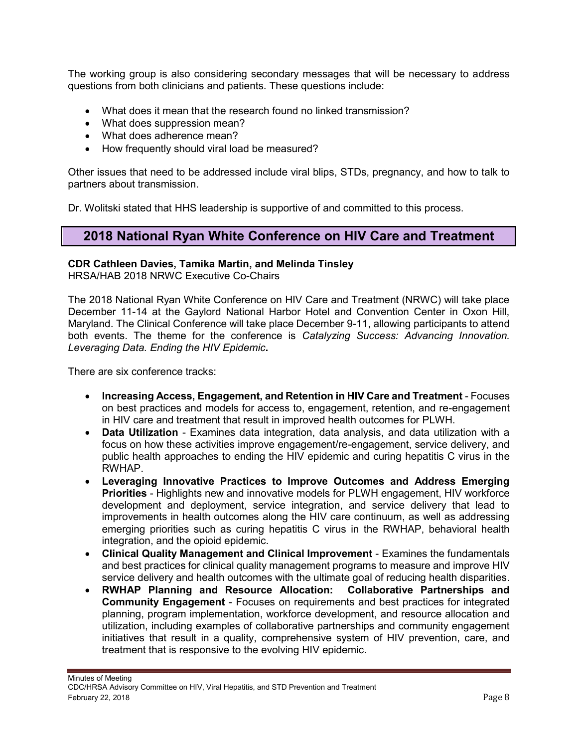The working group is also considering secondary messages that will be necessary to address questions from both clinicians and patients. These questions include:

- What does it mean that the research found no linked transmission?
- What does suppression mean?
- What does adherence mean?
- How frequently should viral load be measured?

Other issues that need to be addressed include viral blips, STDs, pregnancy, and how to talk to partners about transmission.

Dr. Wolitski stated that HHS leadership is supportive of and committed to this process.

## 2018 National Ryan White Conference on HIV Care and Treatment

**CDR Cathleen Davies, Tamika Martin, and Melinda Tinsley**
HRSA/HAB 2018 NRWC Executive Co-Chairs

The 2018 National Ryan White Conference on HIV Care and Treatment (NRWC) will take place December 11-14 at the Gaylord National Harbor Hotel and Convention Center in Oxon Hill, Maryland. The Clinical Conference will take place December 9-11, allowing participants to attend both events. The theme for the conference is *Catalyzing Success: Advancing Innovation. Leveraging Data. Ending the HIV Epidemic***.**

There are six conference tracks:

- **Increasing Access, Engagement, and Retention in HIV Care and Treatment** - Focuses on best practices and models for access to, engagement, retention, and re-engagement in HIV care and treatment that result in improved health outcomes for PLWH.
- **Data Utilization** - Examines data integration, data analysis, and data utilization with a focus on how these activities improve engagement/re-engagement, service delivery, and public health approaches to ending the HIV epidemic and curing hepatitis C virus in the RWHAP.
- **Leveraging Innovative Practices to Improve Outcomes and Address Emerging Priorities** - Highlights new and innovative models for PLWH engagement, HIV workforce development and deployment, service integration, and service delivery that lead to improvements in health outcomes along the HIV care continuum, as well as addressing emerging priorities such as curing hepatitis C virus in the RWHAP, behavioral health integration, and the opioid epidemic.
- **Clinical Quality Management and Clinical Improvement** - Examines the fundamentals and best practices for clinical quality management programs to measure and improve HIV service delivery and health outcomes with the ultimate goal of reducing health disparities.
- **RWHAP Planning and Resource Allocation: Collaborative Partnerships and Community Engagement** - Focuses on requirements and best practices for integrated planning, program implementation, workforce development, and resource allocation and utilization, including examples of collaborative partnerships and community engagement initiatives that result in a quality, comprehensive system of HIV prevention, care, and treatment that is responsive to the evolving HIV epidemic.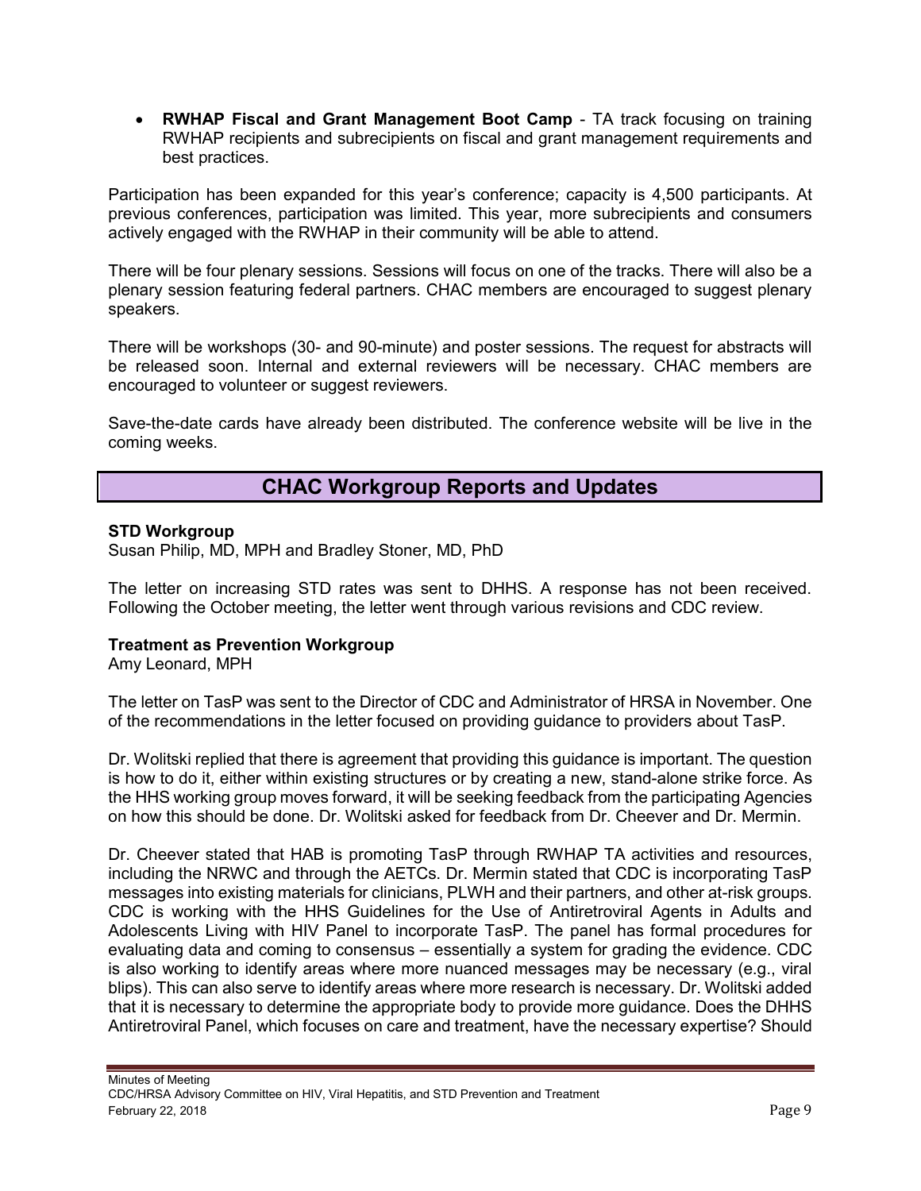- **RWHAP Fiscal and Grant Management Boot Camp** - TA track focusing on training RWHAP recipients and subrecipients on fiscal and grant management requirements and best practices.

Participation has been expanded for this year's conference; capacity is 4,500 participants. At previous conferences, participation was limited. This year, more subrecipients and consumers actively engaged with the RWHAP in their community will be able to attend.

There will be four plenary sessions. Sessions will focus on one of the tracks. There will also be a plenary session featuring federal partners. CHAC members are encouraged to suggest plenary speakers.

There will be workshops (30- and 90-minute) and poster sessions. The request for abstracts will be released soon. Internal and external reviewers will be necessary. CHAC members are encouraged to volunteer or suggest reviewers.

Save-the-date cards have already been distributed. The conference website will be live in the coming weeks.

## CHAC Workgroup Reports and Updates

**STD Workgroup**
Susan Philip, MD, MPH and Bradley Stoner, MD, PhD

The letter on increasing STD rates was sent to DHHS. A response has not been received. Following the October meeting, the letter went through various revisions and CDC review.

**Treatment as Prevention Workgroup**
Amy Leonard, MPH

The letter on TasP was sent to the Director of CDC and Administrator of HRSA in November. One of the recommendations in the letter focused on providing guidance to providers about TasP.

Dr. Wolitski replied that there is agreement that providing this guidance is important. The question is how to do it, either within existing structures or by creating a new, stand-alone strike force. As the HHS working group moves forward, it will be seeking feedback from the participating Agencies on how this should be done. Dr. Wolitski asked for feedback from Dr. Cheever and Dr. Mermin.

Dr. Cheever stated that HAB is promoting TasP through RWHAP TA activities and resources, including the NRWC and through the AETCs. Dr. Mermin stated that CDC is incorporating TasP messages into existing materials for clinicians, PLWH and their partners, and other at-risk groups. CDC is working with the HHS Guidelines for the Use of Antiretroviral Agents in Adults and Adolescents Living with HIV Panel to incorporate TasP. The panel has formal procedures for evaluating data and coming to consensus – essentially a system for grading the evidence. CDC is also working to identify areas where more nuanced messages may be necessary (e.g., viral blips). This can also serve to identify areas where more research is necessary. Dr. Wolitski added that it is necessary to determine the appropriate body to provide more guidance. Does the DHHS Antiretroviral Panel, which focuses on care and treatment, have the necessary expertise? Should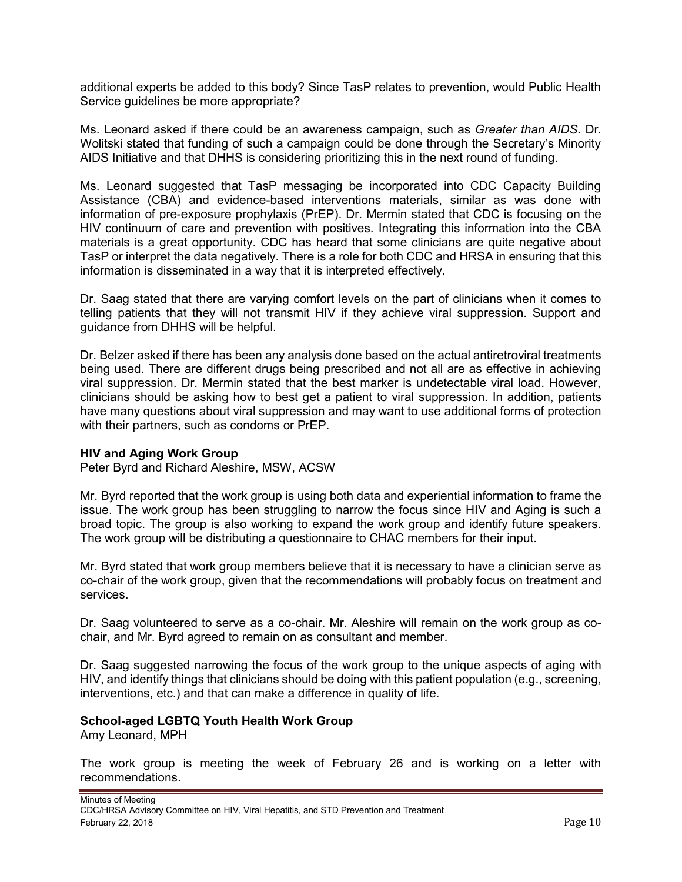additional experts be added to this body? Since TasP relates to prevention, would Public Health Service guidelines be more appropriate?

Ms. Leonard asked if there could be an awareness campaign, such as *Greater than AIDS*. Dr. Wolitski stated that funding of such a campaign could be done through the Secretary's Minority AIDS Initiative and that DHHS is considering prioritizing this in the next round of funding.

Ms. Leonard suggested that TasP messaging be incorporated into CDC Capacity Building Assistance (CBA) and evidence-based interventions materials, similar as was done with information of pre-exposure prophylaxis (PrEP). Dr. Mermin stated that CDC is focusing on the HIV continuum of care and prevention with positives. Integrating this information into the CBA materials is a great opportunity. CDC has heard that some clinicians are quite negative about TasP or interpret the data negatively. There is a role for both CDC and HRSA in ensuring that this information is disseminated in a way that it is interpreted effectively.

Dr. Saag stated that there are varying comfort levels on the part of clinicians when it comes to telling patients that they will not transmit HIV if they achieve viral suppression. Support and guidance from DHHS will be helpful.

Dr. Belzer asked if there has been any analysis done based on the actual antiretroviral treatments being used. There are different drugs being prescribed and not all are as effective in achieving viral suppression. Dr. Mermin stated that the best marker is undetectable viral load. However, clinicians should be asking how to best get a patient to viral suppression. In addition, patients have many questions about viral suppression and may want to use additional forms of protection with their partners, such as condoms or PrEP.

**HIV and Aging Work Group**
Peter Byrd and Richard Aleshire, MSW, ACSW

Mr. Byrd reported that the work group is using both data and experiential information to frame the issue. The work group has been struggling to narrow the focus since HIV and Aging is such a broad topic. The group is also working to expand the work group and identify future speakers. The work group will be distributing a questionnaire to CHAC members for their input.

Mr. Byrd stated that work group members believe that it is necessary to have a clinician serve as co-chair of the work group, given that the recommendations will probably focus on treatment and services.

Dr. Saag volunteered to serve as a co-chair. Mr. Aleshire will remain on the work group as co-chair, and Mr. Byrd agreed to remain on as consultant and member.

Dr. Saag suggested narrowing the focus of the work group to the unique aspects of aging with HIV, and identify things that clinicians should be doing with this patient population (e.g., screening, interventions, etc.) and that can make a difference in quality of life.

**School-aged LGBTQ Youth Health Work Group**
Amy Leonard, MPH

The work group is meeting the week of February 26 and is working on a letter with recommendations.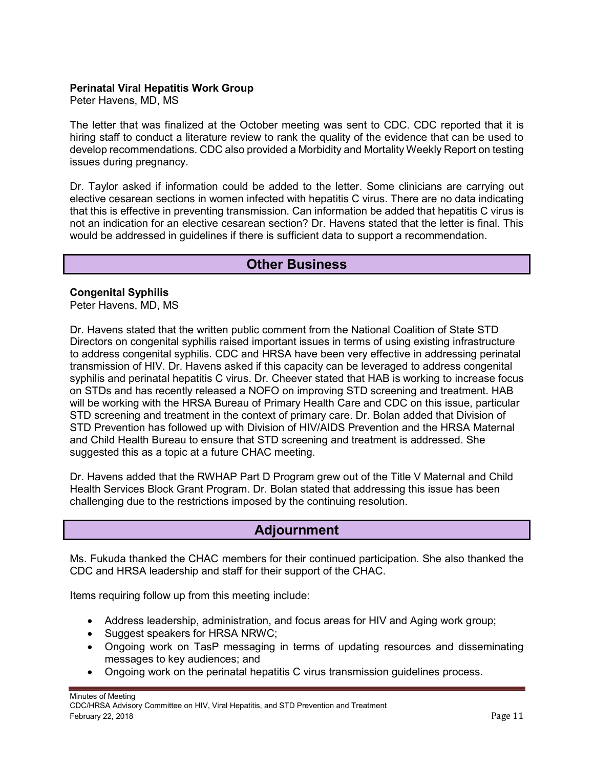**Perinatal Viral Hepatitis Work Group**
Peter Havens, MD, MS

The letter that was finalized at the October meeting was sent to CDC. CDC reported that it is hiring staff to conduct a literature review to rank the quality of the evidence that can be used to develop recommendations. CDC also provided a Morbidity and Mortality Weekly Report on testing issues during pregnancy.

Dr. Taylor asked if information could be added to the letter. Some clinicians are carrying out elective cesarean sections in women infected with hepatitis C virus. There are no data indicating that this is effective in preventing transmission. Can information be added that hepatitis C virus is not an indication for an elective cesarean section? Dr. Havens stated that the letter is final. This would be addressed in guidelines if there is sufficient data to support a recommendation.

## Other Business

**Congenital Syphilis**
Peter Havens, MD, MS

Dr. Havens stated that the written public comment from the National Coalition of State STD Directors on congenital syphilis raised important issues in terms of using existing infrastructure to address congenital syphilis. CDC and HRSA have been very effective in addressing perinatal transmission of HIV. Dr. Havens asked if this capacity can be leveraged to address congenital syphilis and perinatal hepatitis C virus. Dr. Cheever stated that HAB is working to increase focus on STDs and has recently released a NOFO on improving STD screening and treatment. HAB will be working with the HRSA Bureau of Primary Health Care and CDC on this issue, particular STD screening and treatment in the context of primary care. Dr. Bolan added that Division of STD Prevention has followed up with Division of HIV/AIDS Prevention and the HRSA Maternal and Child Health Bureau to ensure that STD screening and treatment is addressed. She suggested this as a topic at a future CHAC meeting.

Dr. Havens added that the RWHAP Part D Program grew out of the Title V Maternal and Child Health Services Block Grant Program. Dr. Bolan stated that addressing this issue has been challenging due to the restrictions imposed by the continuing resolution.

## Adjournment

Ms. Fukuda thanked the CHAC members for their continued participation. She also thanked the CDC and HRSA leadership and staff for their support of the CHAC.

Items requiring follow up from this meeting include:

- Address leadership, administration, and focus areas for HIV and Aging work group;
- Suggest speakers for HRSA NRWC;
- Ongoing work on TasP messaging in terms of updating resources and disseminating messages to key audiences; and
- Ongoing work on the perinatal hepatitis C virus transmission guidelines process.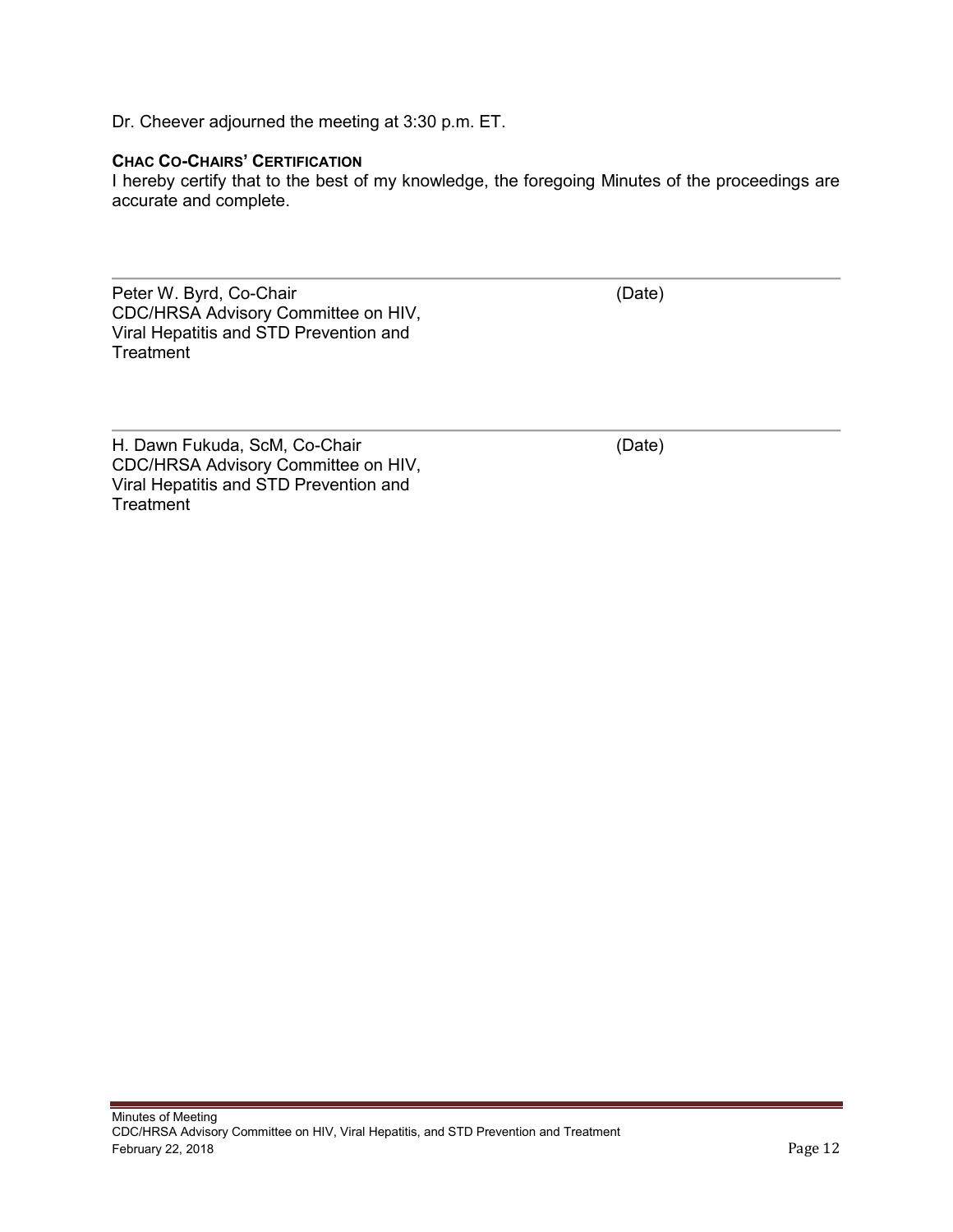Dr. Cheever adjourned the meeting at 3:30 p.m. ET.

**CHAC CO-CHAIRS' CERTIFICATION**

I hereby certify that to the best of my knowledge, the foregoing Minutes of the proceedings are accurate and complete.

---

Peter W. Byrd, Co-Chair (Date)
CDC/HRSA Advisory Committee on HIV,
Viral Hepatitis and STD Prevention and
Treatment

---

H. Dawn Fukuda, ScM, Co-Chair (Date)
CDC/HRSA Advisory Committee on HIV,
Viral Hepatitis and STD Prevention and
Treatment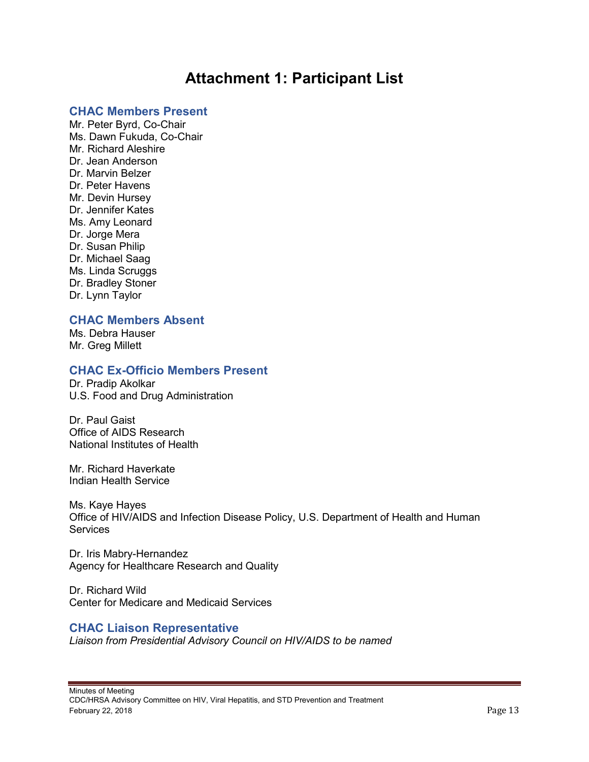# Attachment 1: Participant List

## CHAC Members Present

Mr. Peter Byrd, Co-Chair
Ms. Dawn Fukuda, Co-Chair
Mr. Richard Aleshire
Dr. Jean Anderson
Dr. Marvin Belzer
Dr. Peter Havens
Mr. Devin Hursey
Dr. Jennifer Kates
Ms. Amy Leonard
Dr. Jorge Mera
Dr. Susan Philip
Dr. Michael Saag
Ms. Linda Scruggs
Dr. Bradley Stoner
Dr. Lynn Taylor

## CHAC Members Absent

Ms. Debra Hauser
Mr. Greg Millett

## CHAC Ex-Officio Members Present

Dr. Pradip Akolkar
U.S. Food and Drug Administration

Dr. Paul Gaist
Office of AIDS Research
National Institutes of Health

Mr. Richard Haverkate
Indian Health Service

Ms. Kaye Hayes
Office of HIV/AIDS and Infection Disease Policy, U.S. Department of Health and Human Services

Dr. Iris Mabry-Hernandez
Agency for Healthcare Research and Quality

Dr. Richard Wild
Center for Medicare and Medicaid Services

## CHAC Liaison Representative

*Liaison from Presidential Advisory Council on HIV/AIDS to be named*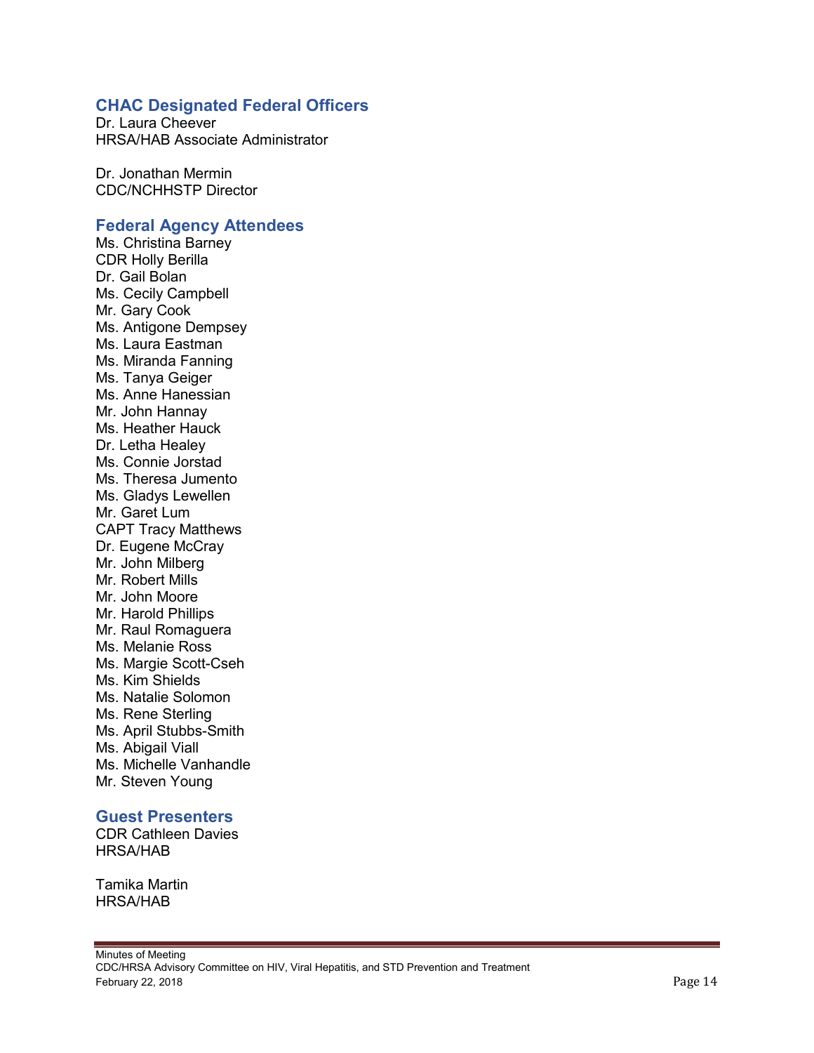## CHAC Designated Federal Officers

Dr. Laura Cheever
HRSA/HAB Associate Administrator

Dr. Jonathan Mermin
CDC/NCHHSTP Director

## Federal Agency Attendees

Ms. Christina Barney
CDR Holly Berilla
Dr. Gail Bolan
Ms. Cecily Campbell
Mr. Gary Cook
Ms. Antigone Dempsey
Ms. Laura Eastman
Ms. Miranda Fanning
Ms. Tanya Geiger
Ms. Anne Hanessian
Mr. John Hannay
Ms. Heather Hauck
Dr. Letha Healey
Ms. Connie Jorstad
Ms. Theresa Jumento
Ms. Gladys Lewellen
Mr. Garet Lum
CAPT Tracy Matthews
Dr. Eugene McCray
Mr. John Milberg
Mr. Robert Mills
Mr. John Moore
Mr. Harold Phillips
Mr. Raul Romaguera
Ms. Melanie Ross
Ms. Margie Scott-Cseh
Ms. Kim Shields
Ms. Natalie Solomon
Ms. Rene Sterling
Ms. April Stubbs-Smith
Ms. Abigail Viall
Ms. Michelle Vanhandle
Mr. Steven Young

## Guest Presenters

CDR Cathleen Davies
HRSA/HAB

Tamika Martin
HRSA/HAB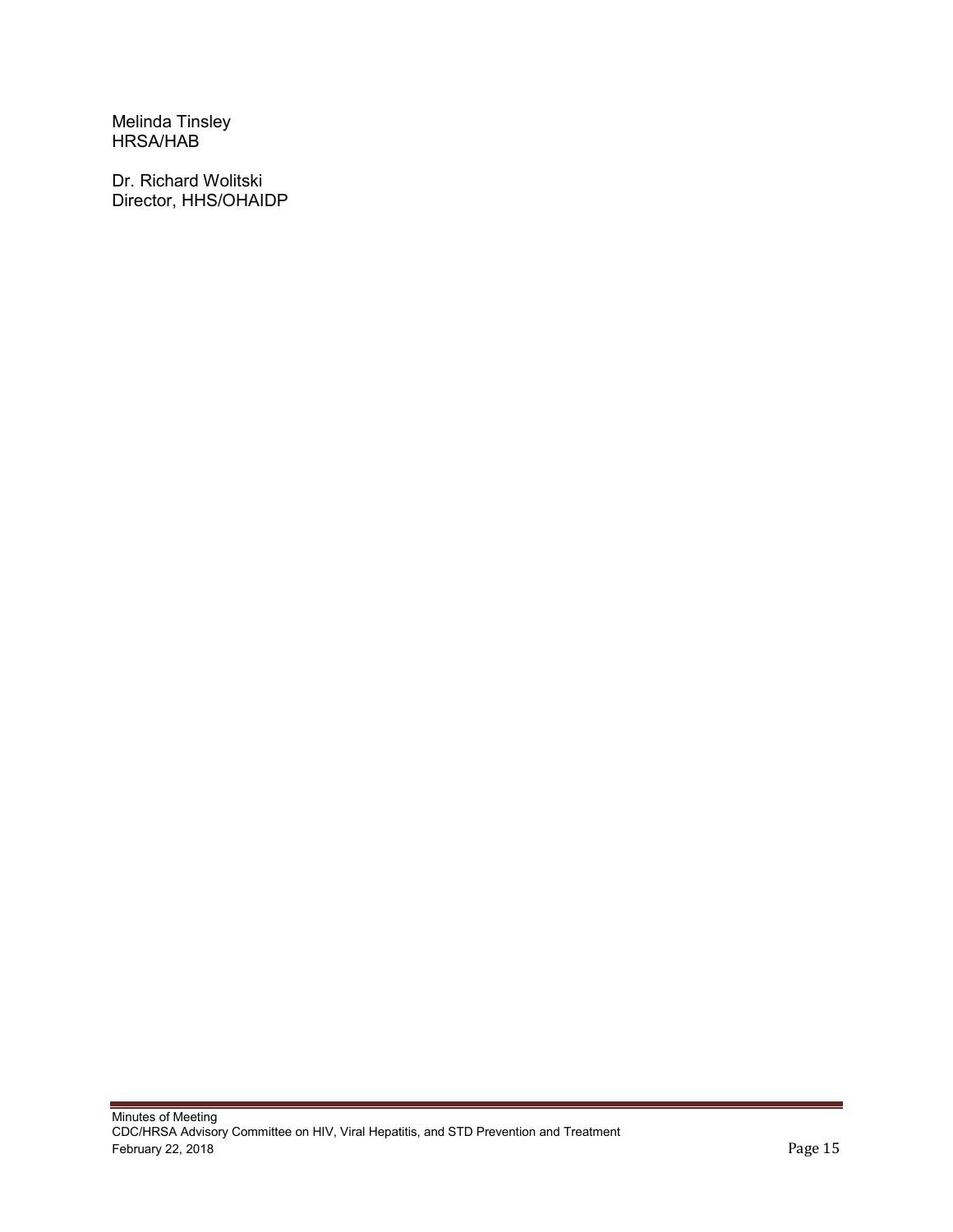Melinda Tinsley
HRSA/HAB

Dr. Richard Wolitski
Director, HHS/OHAIDP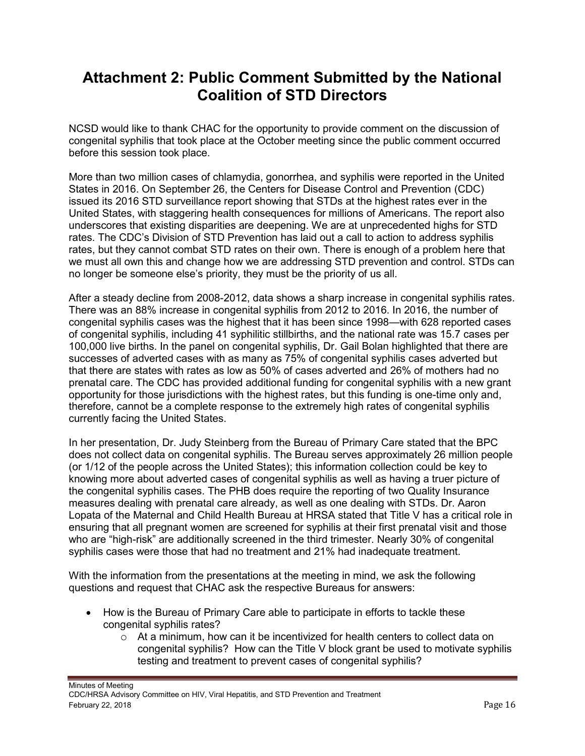# Attachment 2: Public Comment Submitted by the National Coalition of STD Directors

NCSD would like to thank CHAC for the opportunity to provide comment on the discussion of congenital syphilis that took place at the October meeting since the public comment occurred before this session took place.

More than two million cases of chlamydia, gonorrhea, and syphilis were reported in the United States in 2016. On September 26, the Centers for Disease Control and Prevention (CDC) issued its 2016 STD surveillance report showing that STDs at the highest rates ever in the United States, with staggering health consequences for millions of Americans. The report also underscores that existing disparities are deepening. We are at unprecedented highs for STD rates. The CDC's Division of STD Prevention has laid out a call to action to address syphilis rates, but they cannot combat STD rates on their own. There is enough of a problem here that we must all own this and change how we are addressing STD prevention and control. STDs can no longer be someone else's priority, they must be the priority of us all.

After a steady decline from 2008-2012, data shows a sharp increase in congenital syphilis rates. There was an 88% increase in congenital syphilis from 2012 to 2016. In 2016, the number of congenital syphilis cases was the highest that it has been since 1998—with 628 reported cases of congenital syphilis, including 41 syphilitic stillbirths, and the national rate was 15.7 cases per 100,000 live births. In the panel on congenital syphilis, Dr. Gail Bolan highlighted that there are successes of adverted cases with as many as 75% of congenital syphilis cases adverted but that there are states with rates as low as 50% of cases adverted and 26% of mothers had no prenatal care. The CDC has provided additional funding for congenital syphilis with a new grant opportunity for those jurisdictions with the highest rates, but this funding is one-time only and, therefore, cannot be a complete response to the extremely high rates of congenital syphilis currently facing the United States.

In her presentation, Dr. Judy Steinberg from the Bureau of Primary Care stated that the BPC does not collect data on congenital syphilis. The Bureau serves approximately 26 million people (or 1/12 of the people across the United States); this information collection could be key to knowing more about adverted cases of congenital syphilis as well as having a truer picture of the congenital syphilis cases. The PHB does require the reporting of two Quality Insurance measures dealing with prenatal care already, as well as one dealing with STDs. Dr. Aaron Lopata of the Maternal and Child Health Bureau at HRSA stated that Title V has a critical role in ensuring that all pregnant women are screened for syphilis at their first prenatal visit and those who are "high-risk" are additionally screened in the third trimester. Nearly 30% of congenital syphilis cases were those that had no treatment and 21% had inadequate treatment.

With the information from the presentations at the meeting in mind, we ask the following questions and request that CHAC ask the respective Bureaus for answers:

- How is the Bureau of Primary Care able to participate in efforts to tackle these congenital syphilis rates?
    - At a minimum, how can it be incentivized for health centers to collect data on congenital syphilis? How can the Title V block grant be used to motivate syphilis testing and treatment to prevent cases of congenital syphilis?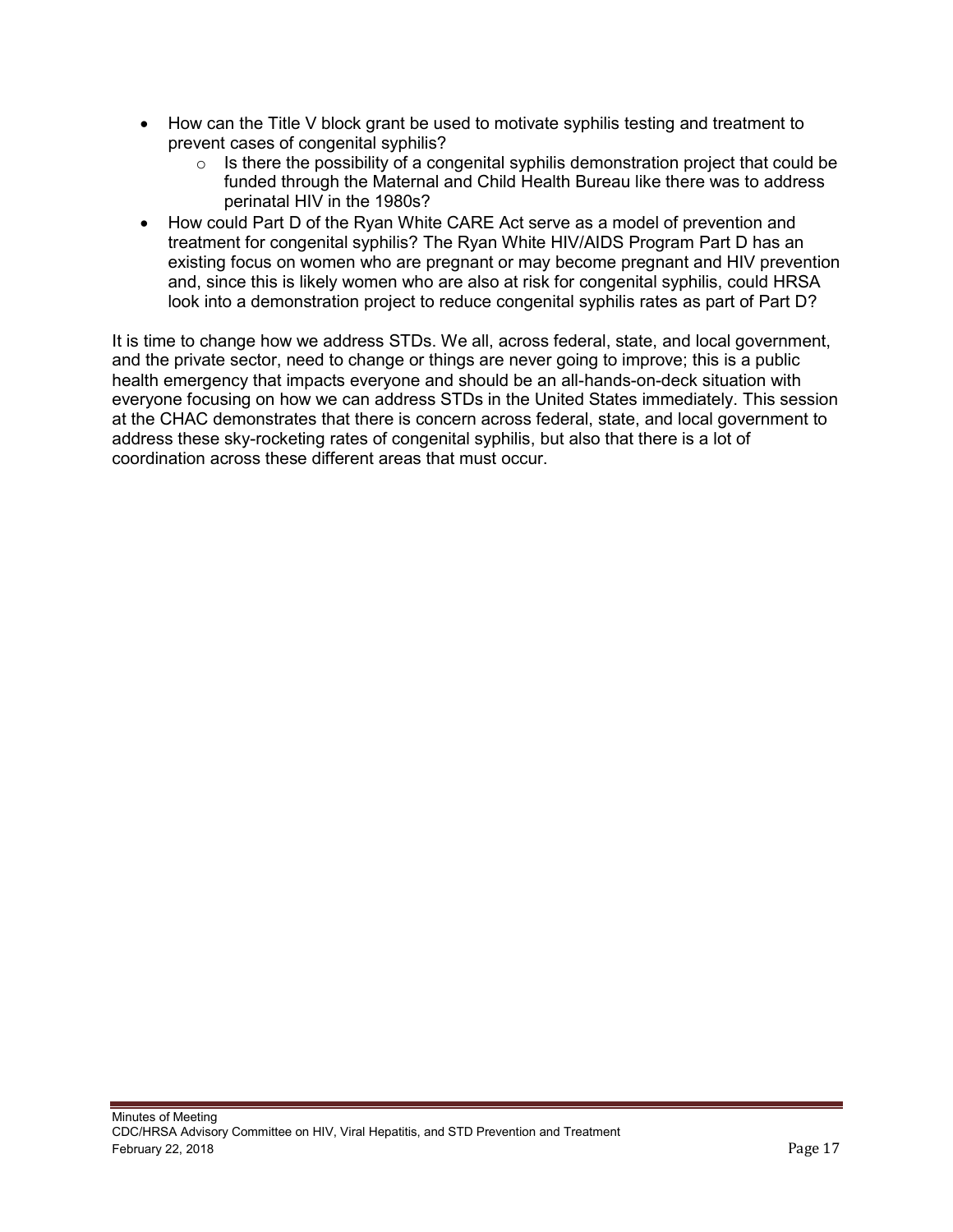- How can the Title V block grant be used to motivate syphilis testing and treatment to prevent cases of congenital syphilis?
  - Is there the possibility of a congenital syphilis demonstration project that could be funded through the Maternal and Child Health Bureau like there was to address perinatal HIV in the 1980s?
- How could Part D of the Ryan White CARE Act serve as a model of prevention and treatment for congenital syphilis? The Ryan White HIV/AIDS Program Part D has an existing focus on women who are pregnant or may become pregnant and HIV prevention and, since this is likely women who are also at risk for congenital syphilis, could HRSA look into a demonstration project to reduce congenital syphilis rates as part of Part D?

It is time to change how we address STDs. We all, across federal, state, and local government, and the private sector, need to change or things are never going to improve; this is a public health emergency that impacts everyone and should be an all-hands-on-deck situation with everyone focusing on how we can address STDs in the United States immediately. This session at the CHAC demonstrates that there is concern across federal, state, and local government to address these sky-rocketing rates of congenital syphilis, but also that there is a lot of coordination across these different areas that must occur.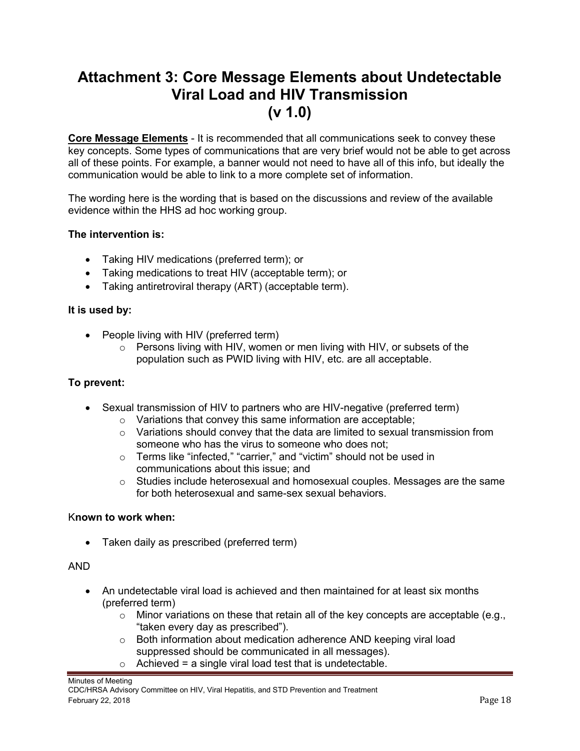# Attachment 3: Core Message Elements about Undetectable Viral Load and HIV Transmission (v 1.0)

**Core Message Elements** - It is recommended that all communications seek to convey these key concepts. Some types of communications that are very brief would not be able to get across all of these points. For example, a banner would not need to have all of this info, but ideally the communication would be able to link to a more complete set of information.

The wording here is the wording that is based on the discussions and review of the available evidence within the HHS ad hoc working group.

**The intervention is:**

- Taking HIV medications (preferred term); or
- Taking medications to treat HIV (acceptable term); or
- Taking antiretroviral therapy (ART) (acceptable term).

**It is used by:**

- People living with HIV (preferred term)
  - Persons living with HIV, women or men living with HIV, or subsets of the population such as PWID living with HIV, etc. are all acceptable.

**To prevent:**

- Sexual transmission of HIV to partners who are HIV-negative (preferred term)
  - Variations that convey this same information are acceptable;
  - Variations should convey that the data are limited to sexual transmission from someone who has the virus to someone who does not;
  - Terms like "infected," "carrier," and "victim" should not be used in communications about this issue; and
  - Studies include heterosexual and homosexual couples. Messages are the same for both heterosexual and same-sex sexual behaviors.

K**nown to work when:**

- Taken daily as prescribed (preferred term)

AND

- An undetectable viral load is achieved and then maintained for at least six months (preferred term)
  - Minor variations on these that retain all of the key concepts are acceptable (e.g., "taken every day as prescribed").
  - Both information about medication adherence AND keeping viral load suppressed should be communicated in all messages).
  - Achieved = a single viral load test that is undetectable.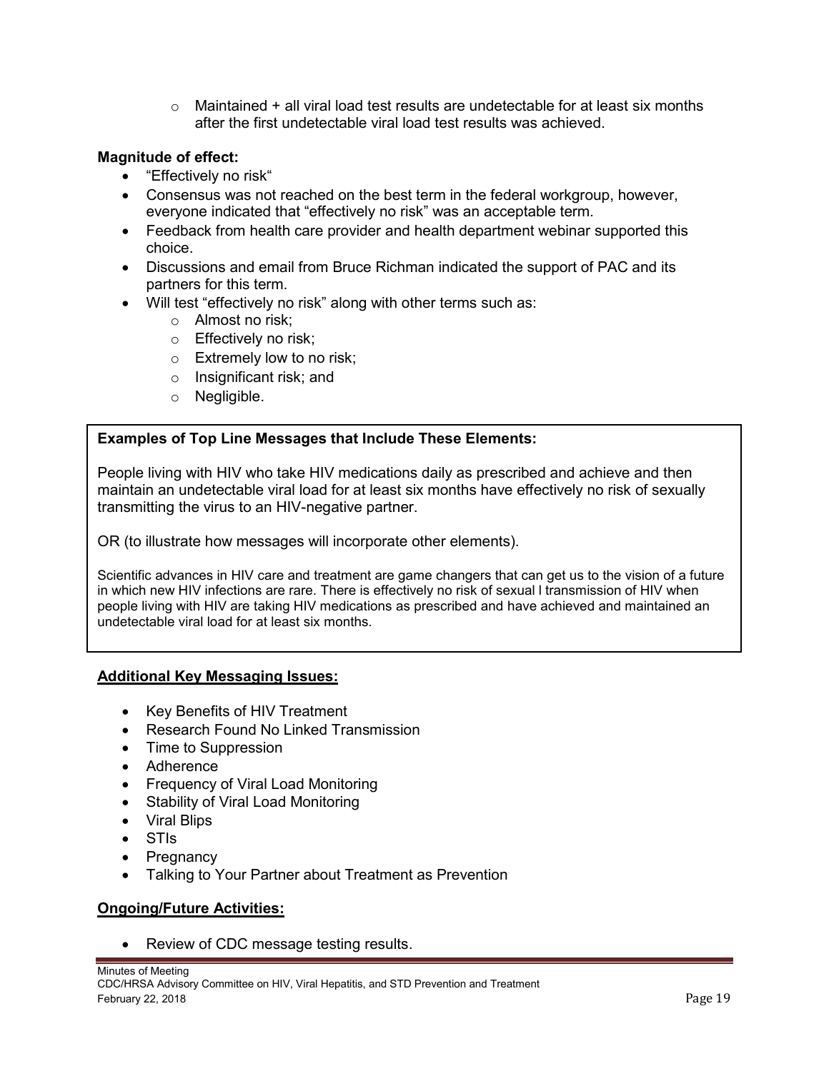- Maintained + all viral load test results are undetectable for at least six months after the first undetectable viral load test results was achieved.

**Magnitude of effect:**

- "Effectively no risk"
- Consensus was not reached on the best term in the federal workgroup, however, everyone indicated that "effectively no risk" was an acceptable term.
- Feedback from health care provider and health department webinar supported this choice.
- Discussions and email from Bruce Richman indicated the support of PAC and its partners for this term.
- Will test "effectively no risk" along with other terms such as:
  - Almost no risk;
  - Effectively no risk;
  - Extremely low to no risk;
  - Insignificant risk; and
  - Negligible.

**Examples of Top Line Messages that Include These Elements:**

People living with HIV who take HIV medications daily as prescribed and achieve and then maintain an undetectable viral load for at least six months have effectively no risk of sexually transmitting the virus to an HIV-negative partner.

OR (to illustrate how messages will incorporate other elements).

Scientific advances in HIV care and treatment are game changers that can get us to the vision of a future in which new HIV infections are rare. There is effectively no risk of sexual l transmission of HIV when people living with HIV are taking HIV medications as prescribed and have achieved and maintained an undetectable viral load for at least six months.

**Additional Key Messaging Issues:**

- Key Benefits of HIV Treatment
- Research Found No Linked Transmission
- Time to Suppression
- Adherence
- Frequency of Viral Load Monitoring
- Stability of Viral Load Monitoring
- Viral Blips
- STIs
- Pregnancy
- Talking to Your Partner about Treatment as Prevention

**Ongoing/Future Activities:**

- Review of CDC message testing results.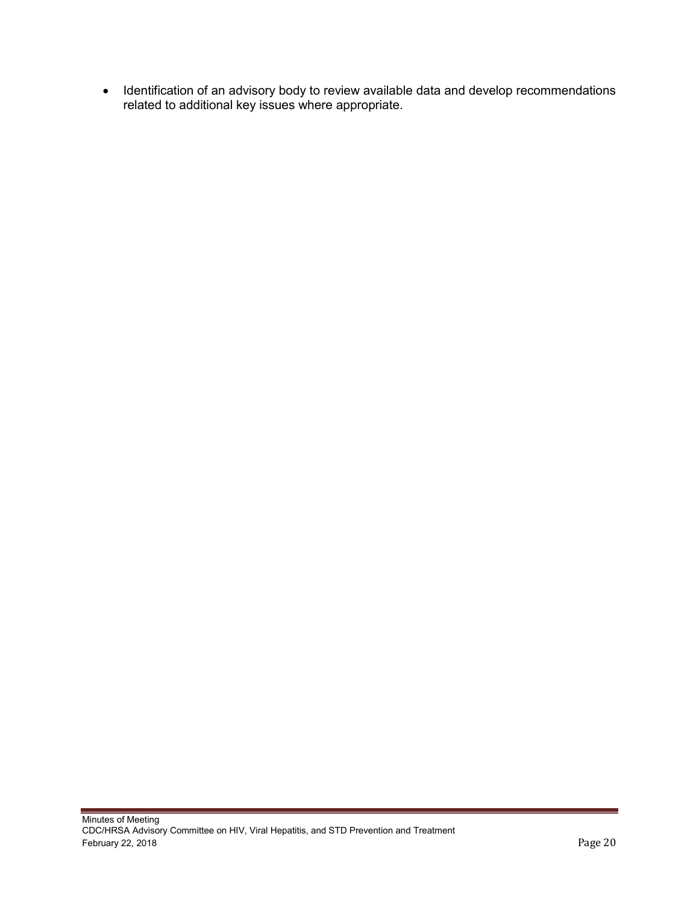- Identification of an advisory body to review available data and develop recommendations related to additional key issues where appropriate.